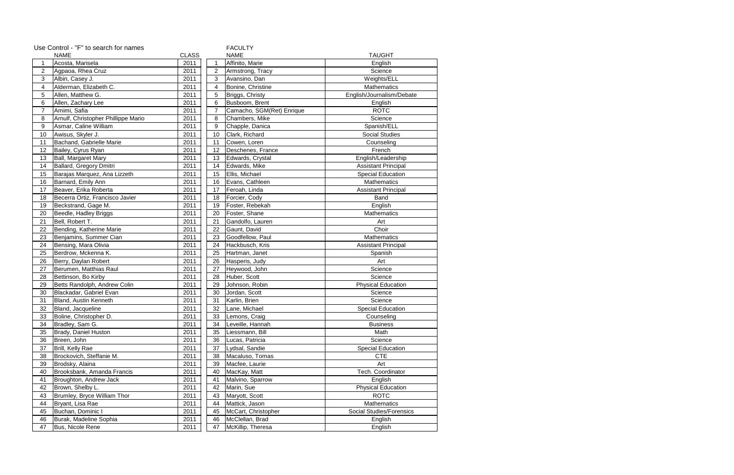Use Control - "F" to search for names

| | NAME | CLASS | | FACULTY NAME | TAUGHT |
|---|---|---|---|---|---|
| 1 | Acosta, Marisela | 2011 | 1 | Affinito, Marie | English |
| 2 | Agpaoa, Rhea Cruz | 2011 | 2 | Armstrong, Tracy | Science |
| 3 | Albin, Casey J. | 2011 | 3 | Avansino, Dan | Weights/ELL |
| 4 | Alderman, Elizabeth C. | 2011 | 4 | Bonine, Christine | Mathematics |
| 5 | Allen, Matthew G. | 2011 | 5 | Briggs, Christy | English/Journalism/Debate |
| 6 | Allen, Zachary Lee | 2011 | 6 | Busboom, Brent | English |
| 7 | Amimi, Safia | 2011 | 7 | Camacho, SGM(Ret) Enrique | ROTC |
| 8 | Arnulf, Christopher Phillippe Mario | 2011 | 8 | Chambers, Mike | Science |
| 9 | Asmar, Caline William | 2011 | 9 | Chapple, Danica | Spanish/ELL |
| 10 | Awisus, Skyler J. | 2011 | 10 | Clark, Richard | Social Studies |
| 11 | Bachand, Gabrielle Marie | 2011 | 11 | Cowen, Loren | Counseling |
| 12 | Bailey, Cyrus Ryan | 2011 | 12 | Deschenes, France | French |
| 13 | Ball, Margaret Mary | 2011 | 13 | Edwards, Crystal | English/Leadership |
| 14 | Ballard, Gregory Dmitri | 2011 | 14 | Edwards, Mike | Assistant Principal |
| 15 | Barajas Marquez, Ana Lizzeth | 2011 | 15 | Ellis, Michael | Special Education |
| 16 | Barnard, Emily Ann | 2011 | 16 | Evans, Cathleen | Mathematics |
| 17 | Beaver, Erika Roberta | 2011 | 17 | Feroah, Linda | Assistant Principal |
| 18 | Becerra Ortiz, Francisco Javier | 2011 | 18 | Forcier, Cody | Band |
| 19 | Beckstrand, Gage M. | 2011 | 19 | Foster, Rebekah | English |
| 20 | Beedle, Hadley Briggs | 2011 | 20 | Foster, Shane | Mathematics |
| 21 | Bell, Robert T. | 2011 | 21 | Gandolfo, Lauren | Art |
| 22 | Bending, Katherine Marie | 2011 | 22 | Gaunt, David | Choir |
| 23 | Benjamins, Summer Cian | 2011 | 23 | Goodfellow, Paul | Mathematics |
| 24 | Bensing, Mara Olivia | 2011 | 24 | Hackbusch, Kris | Assistant Principal |
| 25 | Berdrow, Mckenna K. | 2011 | 25 | Hartman, Janet | Spanish |
| 26 | Berry, Daylan Robert | 2011 | 26 | Hasperis, Judy | Art |
| 27 | Berumen, Matthias Raul | 2011 | 27 | Heywood, John | Science |
| 28 | Bettinson, Bo Kirby | 2011 | 28 | Huber, Scott | Science |
| 29 | Betts Randolph, Andrew Colin | 2011 | 29 | Johnson, Robin | Physical Education |
| 30 | Blackadar, Gabriel Evan | 2011 | 30 | Jordan, Scott | Science |
| 31 | Bland, Austin Kenneth | 2011 | 31 | Karlin, Brien | Science |
| 32 | Bland, Jacqueline | 2011 | 32 | Lane, Michael | Special Education |
| 33 | Boline, Christopher D. | 2011 | 33 | Lemons, Craig | Counseling |
| 34 | Bradley, Sam G. | 2011 | 34 | Leveille, Hannah | Business |
| 35 | Brady, Daniel Huston | 2011 | 35 | Liessmann, Bill | Math |
| 36 | Breen, John | 2011 | 36 | Lucas, Patricia | Science |
| 37 | Brill, Kelly Rae | 2011 | 37 | Lydsal, Sandie | Special Education |
| 38 | Brockovich, Steffanie M. | 2011 | 38 | Macaluso, Tomas | CTE |
| 39 | Brodsky, Alaina | 2011 | 39 | Macfee, Laurie | Art |
| 40 | Brooksbank, Amanda Francis | 2011 | 40 | MacKay, Matt | Tech. Coordinator |
| 41 | Broughton, Andrew Jack | 2011 | 41 | Malvino, Sparrow | English |
| 42 | Brown, Shelby L. | 2011 | 42 | Marin, Sue | Physical Education |
| 43 | Brumley, Bryce William Thor | 2011 | 43 | Maryott, Scott | ROTC |
| 44 | Bryant, Lisa Rae | 2011 | 44 | Mattick, Jason | Mathematics |
| 45 | Buchan, Dominic I | 2011 | 45 | McCart, Christopher | Social Studies/Forensics |
| 46 | Burak, Madeline Sophia | 2011 | 46 | McClellan, Brad | English |
| 47 | Bus, Nicole Rene | 2011 | 47 | McKillip, Theresa | English |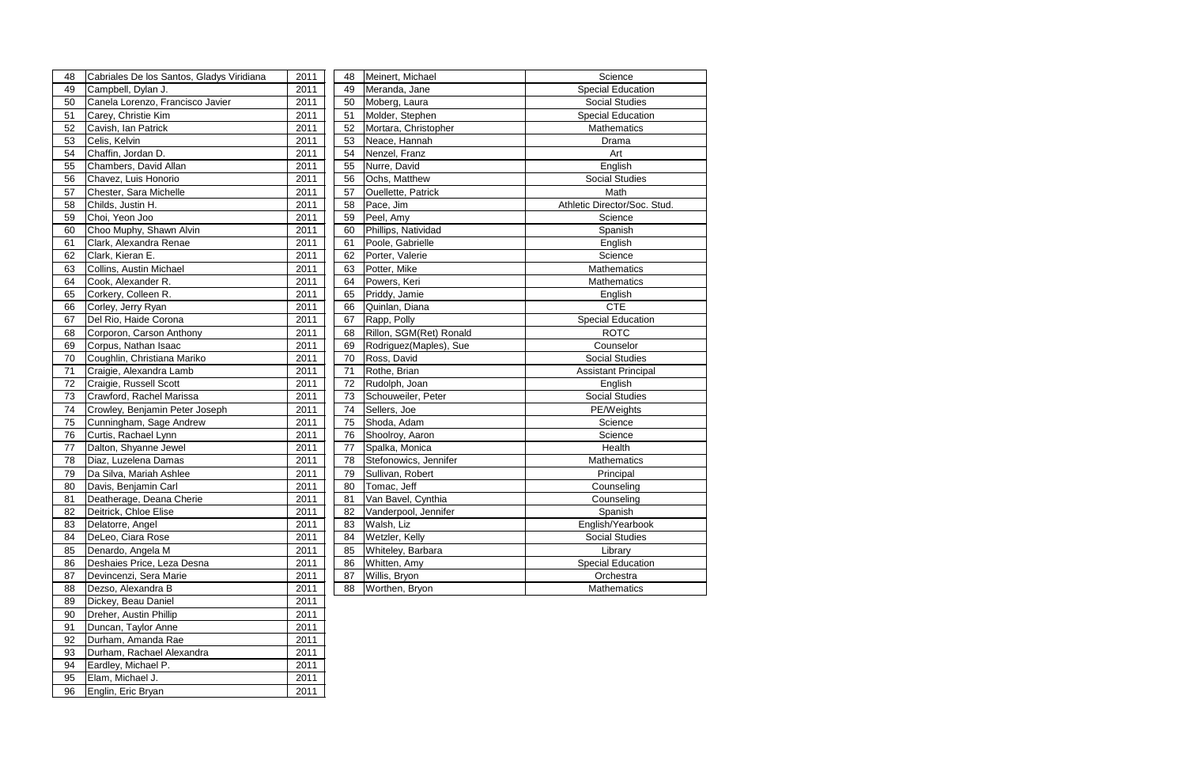| | | |
|---|---|---|
| 48 | Cabriales De los Santos, Gladys Viridiana | 2011 |
| 49 | Campbell, Dylan J. | 2011 |
| 50 | Canela Lorenzo, Francisco Javier | 2011 |
| 51 | Carey, Christie Kim | 2011 |
| 52 | Cavish, Ian Patrick | 2011 |
| 53 | Celis, Kelvin | 2011 |
| 54 | Chaffin, Jordan D. | 2011 |
| 55 | Chambers, David Allan | 2011 |
| 56 | Chavez, Luis Honorio | 2011 |
| 57 | Chester, Sara Michelle | 2011 |
| 58 | Childs, Justin H. | 2011 |
| 59 | Choi, Yeon Joo | 2011 |
| 60 | Choo Muphy, Shawn Alvin | 2011 |
| 61 | Clark, Alexandra Renae | 2011 |
| 62 | Clark, Kieran E. | 2011 |
| 63 | Collins, Austin Michael | 2011 |
| 64 | Cook, Alexander R. | 2011 |
| 65 | Corkery, Colleen R. | 2011 |
| 66 | Corley, Jerry Ryan | 2011 |
| 67 | Del Rio, Haide Corona | 2011 |
| 68 | Corporon, Carson Anthony | 2011 |
| 69 | Corpus, Nathan Isaac | 2011 |
| 70 | Coughlin, Christiana Mariko | 2011 |
| 71 | Craigie, Alexandra Lamb | 2011 |
| 72 | Craigie, Russell Scott | 2011 |
| 73 | Crawford, Rachel Marissa | 2011 |
| 74 | Crowley, Benjamin Peter Joseph | 2011 |
| 75 | Cunningham, Sage Andrew | 2011 |
| 76 | Curtis, Rachael Lynn | 2011 |
| 77 | Dalton, Shyanne Jewel | 2011 |
| 78 | Diaz, Luzelena Damas | 2011 |
| 79 | Da Silva, Mariah Ashlee | 2011 |
| 80 | Davis, Benjamin Carl | 2011 |
| 81 | Deatherage, Deana Cherie | 2011 |
| 82 | Deitrick, Chloe Elise | 2011 |
| 83 | Delatorre, Angel | 2011 |
| 84 | DeLeo, Ciara Rose | 2011 |
| 85 | Denardo, Angela M | 2011 |
| 86 | Deshaies Price, Leza Desna | 2011 |
| 87 | Devincenzi, Sera Marie | 2011 |
| 88 | Dezso, Alexandra B | 2011 |
| 89 | Dickey, Beau Daniel | 2011 |
| 90 | Dreher, Austin Phillip | 2011 |
| 91 | Duncan, Taylor Anne | 2011 |
| 92 | Durham, Amanda Rae | 2011 |
| 93 | Durham, Rachael Alexandra | 2011 |
| 94 | Eardley, Michael P. | 2011 |
| 95 | Elam, Michael J. | 2011 |
| 96 | Englin, Eric Bryan | 2011 |

| | | |
|---|---|---|
| 48 | Meinert, Michael | Science |
| 49 | Meranda, Jane | Special Education |
| 50 | Moberg, Laura | Social Studies |
| 51 | Molder, Stephen | Special Education |
| 52 | Mortara, Christopher | Mathematics |
| 53 | Neace, Hannah | Drama |
| 54 | Nenzel, Franz | Art |
| 55 | Nurre, David | English |
| 56 | Ochs, Matthew | Social Studies |
| 57 | Ouellette, Patrick | Math |
| 58 | Pace, Jim | Athletic Director/Soc. Stud. |
| 59 | Peel, Amy | Science |
| 60 | Phillips, Natividad | Spanish |
| 61 | Poole, Gabrielle | English |
| 62 | Porter, Valerie | Science |
| 63 | Potter, Mike | Mathematics |
| 64 | Powers, Keri | Mathematics |
| 65 | Priddy, Jamie | English |
| 66 | Quinlan, Diana | CTE |
| 67 | Rapp, Polly | Special Education |
| 68 | Rillon, SGM(Ret) Ronald | ROTC |
| 69 | Rodriguez(Maples), Sue | Counselor |
| 70 | Ross, David | Social Studies |
| 71 | Rothe, Brian | Assistant Principal |
| 72 | Rudolph, Joan | English |
| 73 | Schouweiler, Peter | Social Studies |
| 74 | Sellers, Joe | PE/Weights |
| 75 | Shoda, Adam | Science |
| 76 | Shoolroy, Aaron | Science |
| 77 | Spalka, Monica | Health |
| 78 | Stefonowics, Jennifer | Mathematics |
| 79 | Sullivan, Robert | Principal |
| 80 | Tomac, Jeff | Counseling |
| 81 | Van Bavel, Cynthia | Counseling |
| 82 | Vanderpool, Jennifer | Spanish |
| 83 | Walsh, Liz | English/Yearbook |
| 84 | Wetzler, Kelly | Social Studies |
| 85 | Whiteley, Barbara | Library |
| 86 | Whitten, Amy | Special Education |
| 87 | Willis, Bryon | Orchestra |
| 88 | Worthen, Bryon | Mathematics |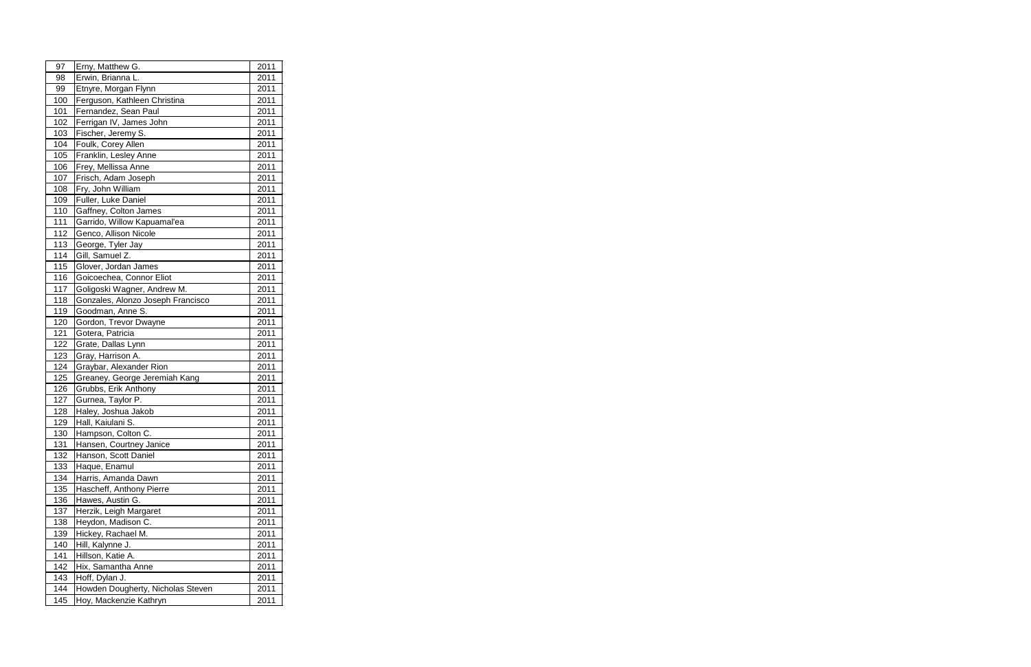| 97 | Erny, Matthew G. | 2011 |
|---|---|---|
| 98 | Erwin, Brianna L. | 2011 |
| 99 | Etnyre, Morgan Flynn | 2011 |
| 100 | Ferguson, Kathleen Christina | 2011 |
| 101 | Fernandez, Sean Paul | 2011 |
| 102 | Ferrigan IV, James John | 2011 |
| 103 | Fischer, Jeremy S. | 2011 |
| 104 | Foulk, Corey Allen | 2011 |
| 105 | Franklin, Lesley Anne | 2011 |
| 106 | Frey, Mellissa Anne | 2011 |
| 107 | Frisch, Adam Joseph | 2011 |
| 108 | Fry, John William | 2011 |
| 109 | Fuller, Luke Daniel | 2011 |
| 110 | Gaffney, Colton James | 2011 |
| 111 | Garrido, Willow Kapuamal'ea | 2011 |
| 112 | Genco, Allison Nicole | 2011 |
| 113 | George, Tyler Jay | 2011 |
| 114 | Gill, Samuel Z. | 2011 |
| 115 | Glover, Jordan James | 2011 |
| 116 | Goicoechea, Connor Eliot | 2011 |
| 117 | Goligoski Wagner, Andrew M. | 2011 |
| 118 | Gonzales, Alonzo Joseph Francisco | 2011 |
| 119 | Goodman, Anne S. | 2011 |
| 120 | Gordon, Trevor Dwayne | 2011 |
| 121 | Gotera, Patricia | 2011 |
| 122 | Grate, Dallas Lynn | 2011 |
| 123 | Gray, Harrison A. | 2011 |
| 124 | Graybar, Alexander Rion | 2011 |
| 125 | Greaney, George Jeremiah Kang | 2011 |
| 126 | Grubbs, Erik Anthony | 2011 |
| 127 | Gurnea, Taylor P. | 2011 |
| 128 | Haley, Joshua Jakob | 2011 |
| 129 | Hall, Kaiulani S. | 2011 |
| 130 | Hampson, Colton C. | 2011 |
| 131 | Hansen, Courtney Janice | 2011 |
| 132 | Hanson, Scott Daniel | 2011 |
| 133 | Haque, Enamul | 2011 |
| 134 | Harris, Amanda Dawn | 2011 |
| 135 | Hascheff, Anthony Pierre | 2011 |
| 136 | Hawes, Austin G. | 2011 |
| 137 | Herzik, Leigh Margaret | 2011 |
| 138 | Heydon, Madison C. | 2011 |
| 139 | Hickey, Rachael M. | 2011 |
| 140 | Hill, Kalynne J. | 2011 |
| 141 | Hillson, Katie A. | 2011 |
| 142 | Hix, Samantha Anne | 2011 |
| 143 | Hoff, Dylan J. | 2011 |
| 144 | Howden Dougherty, Nicholas Steven | 2011 |
| 145 | Hoy, Mackenzie Kathryn | 2011 |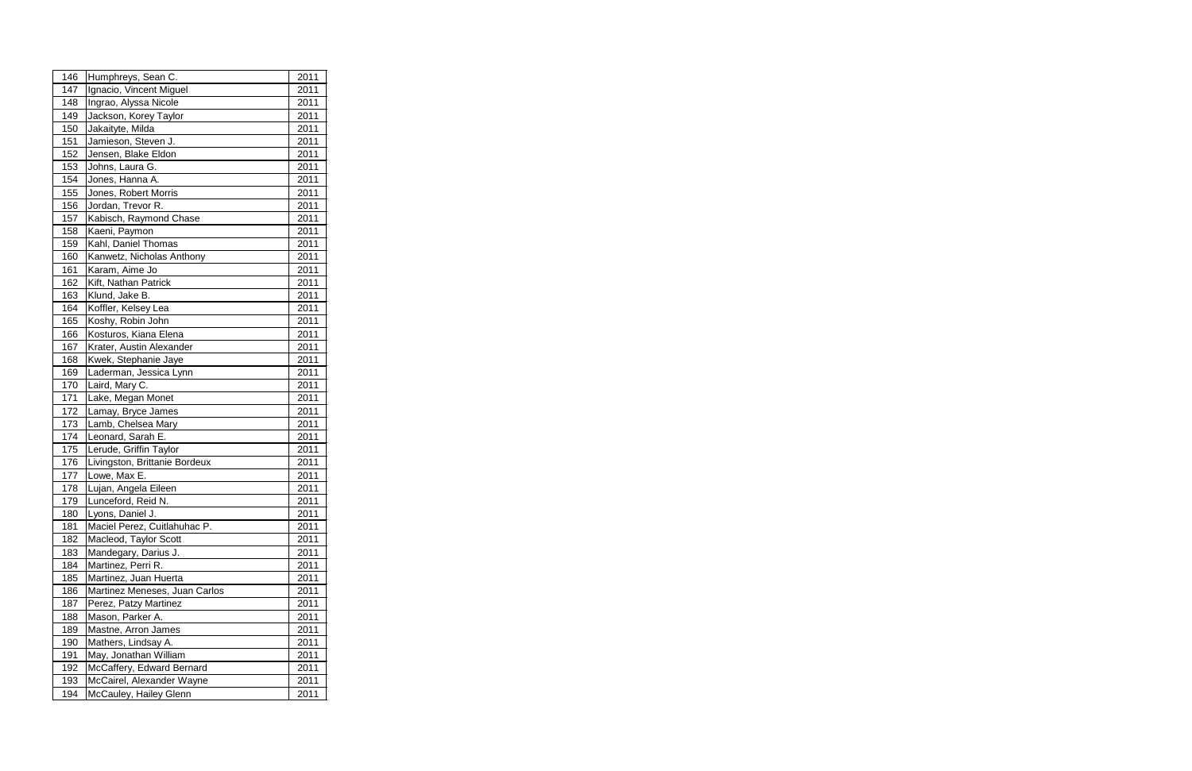| 146 | Humphreys, Sean C. | 2011 |
|---|---|---|
| 147 | Ignacio, Vincent Miguel | 2011 |
| 148 | Ingrao, Alyssa Nicole | 2011 |
| 149 | Jackson, Korey Taylor | 2011 |
| 150 | Jakaityte, Milda | 2011 |
| 151 | Jamieson, Steven J. | 2011 |
| 152 | Jensen, Blake Eldon | 2011 |
| 153 | Johns, Laura G. | 2011 |
| 154 | Jones, Hanna A. | 2011 |
| 155 | Jones, Robert Morris | 2011 |
| 156 | Jordan, Trevor R. | 2011 |
| 157 | Kabisch, Raymond Chase | 2011 |
| 158 | Kaeni, Paymon | 2011 |
| 159 | Kahl, Daniel Thomas | 2011 |
| 160 | Kanwetz, Nicholas Anthony | 2011 |
| 161 | Karam, Aime Jo | 2011 |
| 162 | Kift, Nathan Patrick | 2011 |
| 163 | Klund, Jake B. | 2011 |
| 164 | Koffler, Kelsey Lea | 2011 |
| 165 | Koshy, Robin John | 2011 |
| 166 | Kosturos, Kiana Elena | 2011 |
| 167 | Krater, Austin Alexander | 2011 |
| 168 | Kwek, Stephanie Jaye | 2011 |
| 169 | Laderman, Jessica Lynn | 2011 |
| 170 | Laird, Mary C. | 2011 |
| 171 | Lake, Megan Monet | 2011 |
| 172 | Lamay, Bryce James | 2011 |
| 173 | Lamb, Chelsea Mary | 2011 |
| 174 | Leonard, Sarah E. | 2011 |
| 175 | Lerude, Griffin Taylor | 2011 |
| 176 | Livingston, Brittanie Bordeux | 2011 |
| 177 | Lowe, Max E. | 2011 |
| 178 | Lujan, Angela Eileen | 2011 |
| 179 | Lunceford, Reid N. | 2011 |
| 180 | Lyons, Daniel J. | 2011 |
| 181 | Maciel Perez, Cuitlahuhac P. | 2011 |
| 182 | Macleod, Taylor Scott | 2011 |
| 183 | Mandegary, Darius J. | 2011 |
| 184 | Martinez, Perri R. | 2011 |
| 185 | Martinez, Juan Huerta | 2011 |
| 186 | Martinez Meneses, Juan Carlos | 2011 |
| 187 | Perez, Patzy Martinez | 2011 |
| 188 | Mason, Parker A. | 2011 |
| 189 | Mastne, Arron James | 2011 |
| 190 | Mathers, Lindsay A. | 2011 |
| 191 | May, Jonathan William | 2011 |
| 192 | McCaffery, Edward Bernard | 2011 |
| 193 | McCairel, Alexander Wayne | 2011 |
| 194 | McCauley, Hailey Glenn | 2011 |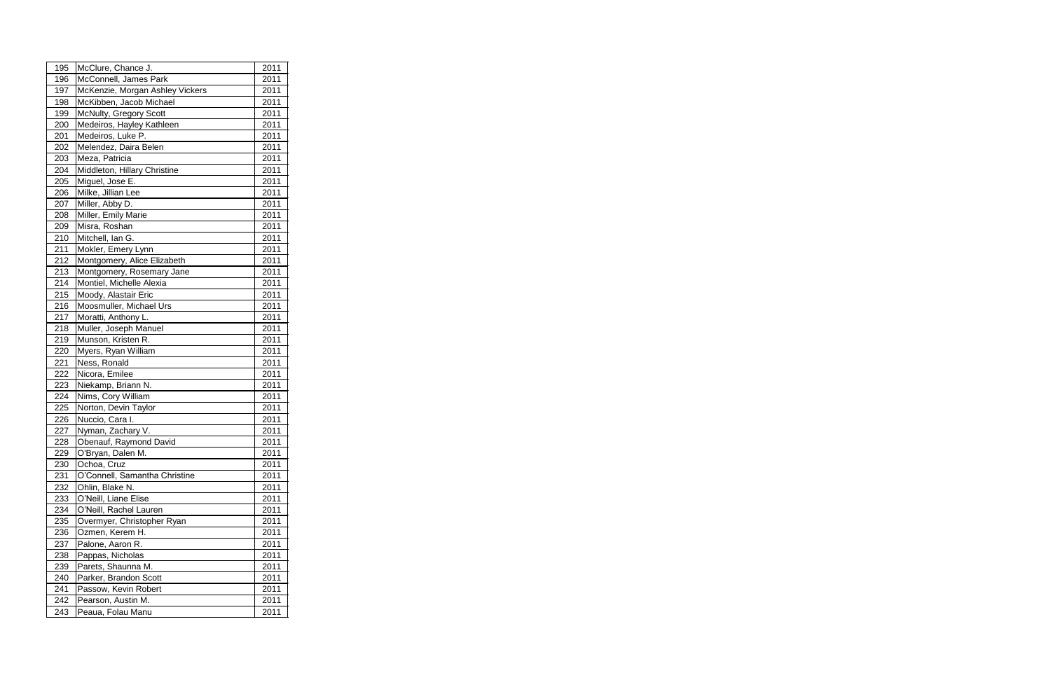| | | |
|---|---|---|
| 195 | McClure, Chance J. | 2011 |
| 196 | McConnell, James Park | 2011 |
| 197 | McKenzie, Morgan Ashley Vickers | 2011 |
| 198 | McKibben, Jacob Michael | 2011 |
| 199 | McNulty, Gregory Scott | 2011 |
| 200 | Medeiros, Hayley Kathleen | 2011 |
| 201 | Medeiros, Luke P. | 2011 |
| 202 | Melendez, Daira Belen | 2011 |
| 203 | Meza, Patricia | 2011 |
| 204 | Middleton, Hillary Christine | 2011 |
| 205 | Miguel, Jose E. | 2011 |
| 206 | Milke, Jillian Lee | 2011 |
| 207 | Miller, Abby D. | 2011 |
| 208 | Miller, Emily Marie | 2011 |
| 209 | Misra, Roshan | 2011 |
| 210 | Mitchell, Ian G. | 2011 |
| 211 | Mokler, Emery Lynn | 2011 |
| 212 | Montgomery, Alice Elizabeth | 2011 |
| 213 | Montgomery, Rosemary Jane | 2011 |
| 214 | Montiel, Michelle Alexia | 2011 |
| 215 | Moody, Alastair Eric | 2011 |
| 216 | Moosmuller, Michael Urs | 2011 |
| 217 | Moratti, Anthony L. | 2011 |
| 218 | Muller, Joseph Manuel | 2011 |
| 219 | Munson, Kristen R. | 2011 |
| 220 | Myers, Ryan William | 2011 |
| 221 | Ness, Ronald | 2011 |
| 222 | Nicora, Emilee | 2011 |
| 223 | Niekamp, Briann N. | 2011 |
| 224 | Nims, Cory William | 2011 |
| 225 | Norton, Devin Taylor | 2011 |
| 226 | Nuccio, Cara I. | 2011 |
| 227 | Nyman, Zachary V. | 2011 |
| 228 | Obenauf, Raymond David | 2011 |
| 229 | O'Bryan, Dalen M. | 2011 |
| 230 | Ochoa, Cruz | 2011 |
| 231 | O'Connell, Samantha Christine | 2011 |
| 232 | Ohlin, Blake N. | 2011 |
| 233 | O'Neill, Liane Elise | 2011 |
| 234 | O'Neill, Rachel Lauren | 2011 |
| 235 | Overmyer, Christopher Ryan | 2011 |
| 236 | Ozmen, Kerem H. | 2011 |
| 237 | Palone, Aaron R. | 2011 |
| 238 | Pappas, Nicholas | 2011 |
| 239 | Parets, Shaunna M. | 2011 |
| 240 | Parker, Brandon Scott | 2011 |
| 241 | Passow, Kevin Robert | 2011 |
| 242 | Pearson, Austin M. | 2011 |
| 243 | Peaua, Folau Manu | 2011 |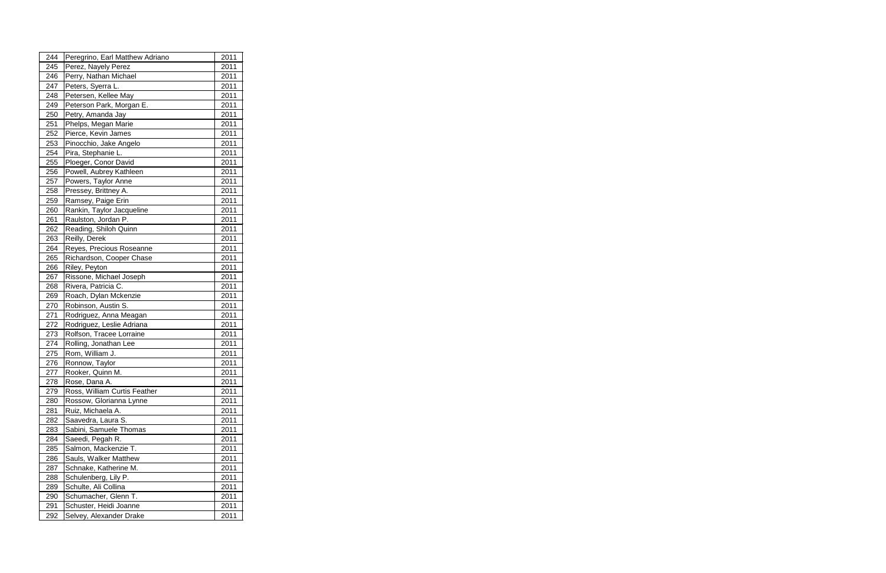| 244 | Peregrino, Earl Matthew Adriano | 2011 |
|---|---|---|
| 245 | Perez, Nayely Perez | 2011 |
| 246 | Perry, Nathan Michael | 2011 |
| 247 | Peters, Syerra L. | 2011 |
| 248 | Petersen, Kellee May | 2011 |
| 249 | Peterson Park, Morgan E. | 2011 |
| 250 | Petry, Amanda Jay | 2011 |
| 251 | Phelps, Megan Marie | 2011 |
| 252 | Pierce, Kevin James | 2011 |
| 253 | Pinocchio, Jake Angelo | 2011 |
| 254 | Pira, Stephanie L. | 2011 |
| 255 | Ploeger, Conor David | 2011 |
| 256 | Powell, Aubrey Kathleen | 2011 |
| 257 | Powers, Taylor Anne | 2011 |
| 258 | Pressey, Brittney A. | 2011 |
| 259 | Ramsey, Paige Erin | 2011 |
| 260 | Rankin, Taylor Jacqueline | 2011 |
| 261 | Raulston, Jordan P. | 2011 |
| 262 | Reading, Shiloh Quinn | 2011 |
| 263 | Reilly, Derek | 2011 |
| 264 | Reyes, Precious Roseanne | 2011 |
| 265 | Richardson, Cooper Chase | 2011 |
| 266 | Riley, Peyton | 2011 |
| 267 | Rissone, Michael Joseph | 2011 |
| 268 | Rivera, Patricia C. | 2011 |
| 269 | Roach, Dylan Mckenzie | 2011 |
| 270 | Robinson, Austin S. | 2011 |
| 271 | Rodriguez, Anna Meagan | 2011 |
| 272 | Rodriguez, Leslie Adriana | 2011 |
| 273 | Rolfson, Tracee Lorraine | 2011 |
| 274 | Rolling, Jonathan Lee | 2011 |
| 275 | Rom, William J. | 2011 |
| 276 | Ronnow, Taylor | 2011 |
| 277 | Rooker, Quinn M. | 2011 |
| 278 | Rose, Dana A. | 2011 |
| 279 | Ross, William Curtis Feather | 2011 |
| 280 | Rossow, Glorianna Lynne | 2011 |
| 281 | Ruiz, Michaela A. | 2011 |
| 282 | Saavedra, Laura S. | 2011 |
| 283 | Sabini, Samuele Thomas | 2011 |
| 284 | Saeedi, Pegah R. | 2011 |
| 285 | Salmon, Mackenzie T. | 2011 |
| 286 | Sauls, Walker Matthew | 2011 |
| 287 | Schnake, Katherine M. | 2011 |
| 288 | Schulenberg, Lily P. | 2011 |
| 289 | Schulte, Ali Collina | 2011 |
| 290 | Schumacher, Glenn T. | 2011 |
| 291 | Schuster, Heidi Joanne | 2011 |
| 292 | Selvey, Alexander Drake | 2011 |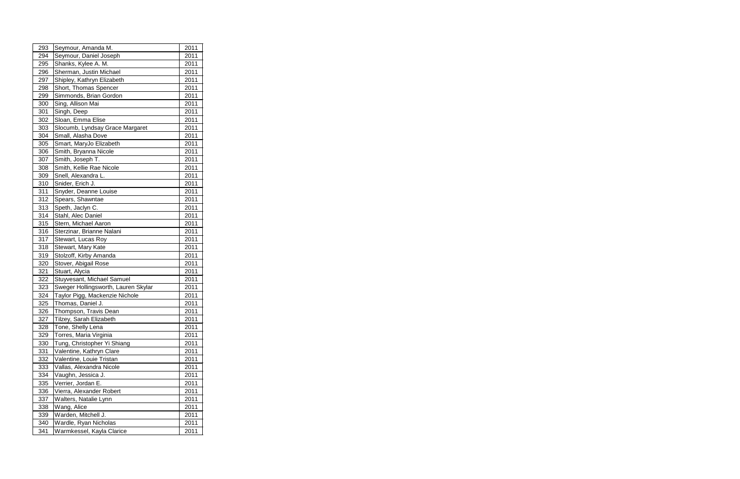| 293 | Seymour, Amanda M. | 2011 |
|---|---|---|
| 294 | Seymour, Daniel Joseph | 2011 |
| 295 | Shanks, Kylee A. M. | 2011 |
| 296 | Sherman, Justin Michael | 2011 |
| 297 | Shipley, Kathryn Elizabeth | 2011 |
| 298 | Short, Thomas Spencer | 2011 |
| 299 | Simmonds, Brian Gordon | 2011 |
| 300 | Sing, Allison Mai | 2011 |
| 301 | Singh, Deep | 2011 |
| 302 | Sloan, Emma Elise | 2011 |
| 303 | Slocumb, Lyndsay Grace Margaret | 2011 |
| 304 | Small, Alasha Dove | 2011 |
| 305 | Smart, MaryJo Elizabeth | 2011 |
| 306 | Smith, Bryanna Nicole | 2011 |
| 307 | Smith, Joseph T. | 2011 |
| 308 | Smith, Kellie Rae Nicole | 2011 |
| 309 | Snell, Alexandra L. | 2011 |
| 310 | Snider, Erich J. | 2011 |
| 311 | Snyder, Deanne Louise | 2011 |
| 312 | Spears, Shawntae | 2011 |
| 313 | Speth, Jaclyn C. | 2011 |
| 314 | Stahl, Alec Daniel | 2011 |
| 315 | Stern, Michael Aaron | 2011 |
| 316 | Sterzinar, Brianne Nalani | 2011 |
| 317 | Stewart, Lucas Roy | 2011 |
| 318 | Stewart, Mary Kate | 2011 |
| 319 | Stolzoff, Kirby Amanda | 2011 |
| 320 | Stover, Abigail Rose | 2011 |
| 321 | Stuart, Alycia | 2011 |
| 322 | Stuyvesant, Michael Samuel | 2011 |
| 323 | Sweger Hollingsworth, Lauren Skylar | 2011 |
| 324 | Taylor Pigg, Mackenzie Nichole | 2011 |
| 325 | Thomas, Daniel J. | 2011 |
| 326 | Thompson, Travis Dean | 2011 |
| 327 | Tilzey, Sarah Elizabeth | 2011 |
| 328 | Tone, Shelly Lena | 2011 |
| 329 | Torres, Maria Virginia | 2011 |
| 330 | Tung, Christopher Yi Shiang | 2011 |
| 331 | Valentine, Kathryn Clare | 2011 |
| 332 | Valentine, Louie Tristan | 2011 |
| 333 | Vallas, Alexandra Nicole | 2011 |
| 334 | Vaughn, Jessica J. | 2011 |
| 335 | Verrier, Jordan E. | 2011 |
| 336 | Vierra, Alexander Robert | 2011 |
| 337 | Walters, Natalie Lynn | 2011 |
| 338 | Wang, Alice | 2011 |
| 339 | Warden, Mitchell J. | 2011 |
| 340 | Wardle, Ryan Nicholas | 2011 |
| 341 | Warmkessel, Kayla Clarice | 2011 |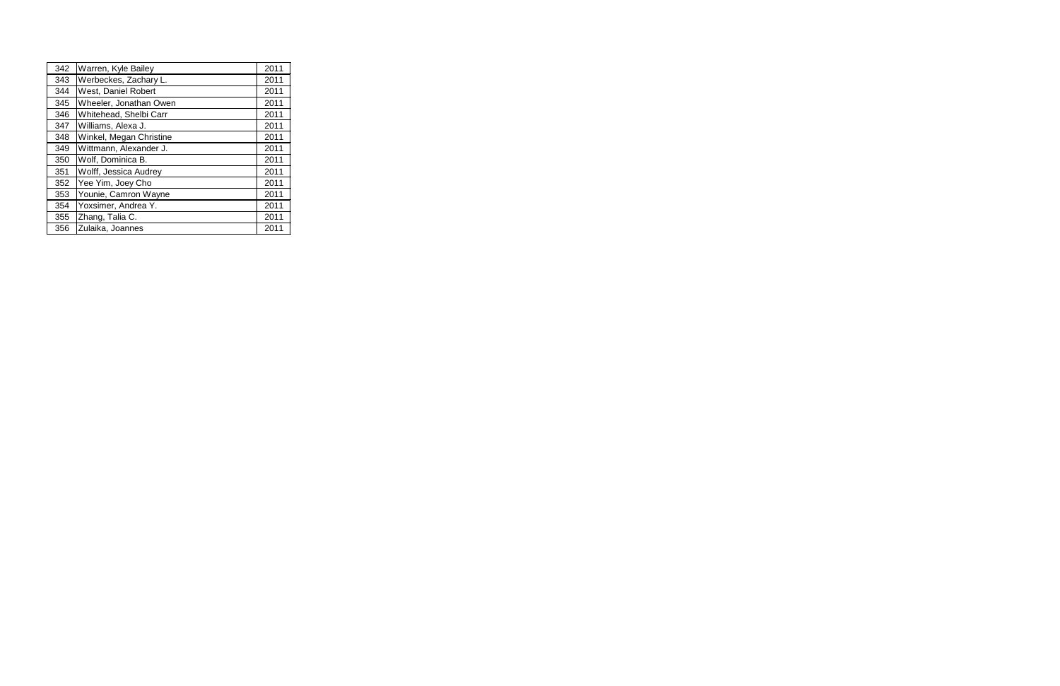| | | |
|---|---|---|
| 342 | Warren, Kyle Bailey | 2011 |
| 343 | Werbeckes, Zachary L. | 2011 |
| 344 | West, Daniel Robert | 2011 |
| 345 | Wheeler, Jonathan Owen | 2011 |
| 346 | Whitehead, Shelbi Carr | 2011 |
| 347 | Williams, Alexa J. | 2011 |
| 348 | Winkel, Megan Christine | 2011 |
| 349 | Wittmann, Alexander J. | 2011 |
| 350 | Wolf, Dominica B. | 2011 |
| 351 | Wolff, Jessica Audrey | 2011 |
| 352 | Yee Yim, Joey Cho | 2011 |
| 353 | Younie, Camron Wayne | 2011 |
| 354 | Yoxsimer, Andrea Y. | 2011 |
| 355 | Zhang, Talia C. | 2011 |
| 356 | Zulaika, Joannes | 2011 |